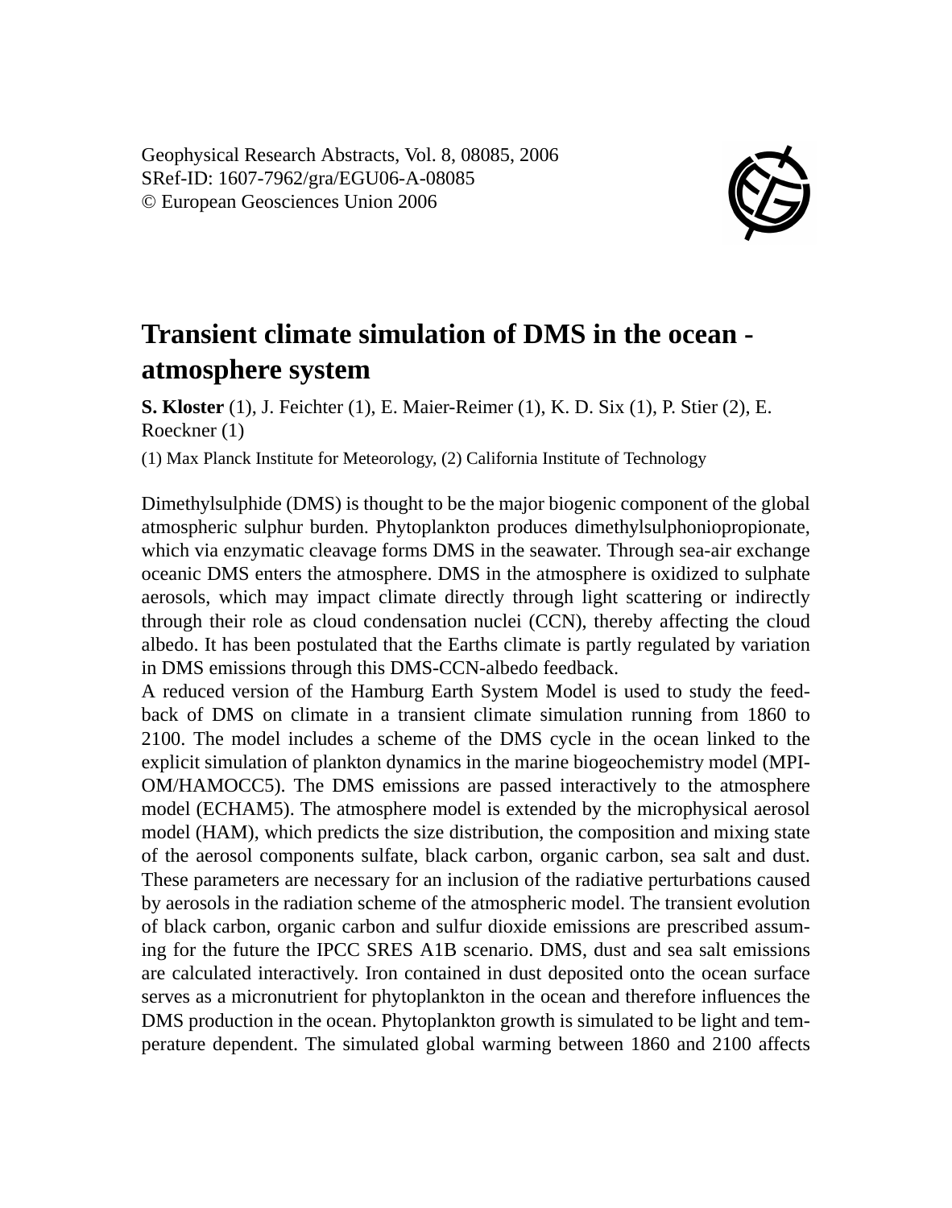Geophysical Research Abstracts, Vol. 8, 08085, 2006
SRef-ID: 1607-7962/gra/EGU06-A-08085
© European Geosciences Union 2006

# Transient climate simulation of DMS in the ocean - atmosphere system

**S. Kloster** (1), J. Feichter (1), E. Maier-Reimer (1), K. D. Six (1), P. Stier (2), E. Roeckner (1)

(1) Max Planck Institute for Meteorology, (2) California Institute of Technology

Dimethylsulphide (DMS) is thought to be the major biogenic component of the global atmospheric sulphur burden. Phytoplankton produces dimethylsulphoniopropionate, which via enzymatic cleavage forms DMS in the seawater. Through sea-air exchange oceanic DMS enters the atmosphere. DMS in the atmosphere is oxidized to sulphate aerosols, which may impact climate directly through light scattering or indirectly through their role as cloud condensation nuclei (CCN), thereby affecting the cloud albedo. It has been postulated that the Earths climate is partly regulated by variation in DMS emissions through this DMS-CCN-albedo feedback.

A reduced version of the Hamburg Earth System Model is used to study the feedback of DMS on climate in a transient climate simulation running from 1860 to 2100. The model includes a scheme of the DMS cycle in the ocean linked to the explicit simulation of plankton dynamics in the marine biogeochemistry model (MPI-OM/HAMOCC5). The DMS emissions are passed interactively to the atmosphere model (ECHAM5). The atmosphere model is extended by the microphysical aerosol model (HAM), which predicts the size distribution, the composition and mixing state of the aerosol components sulfate, black carbon, organic carbon, sea salt and dust. These parameters are necessary for an inclusion of the radiative perturbations caused by aerosols in the radiation scheme of the atmospheric model. The transient evolution of black carbon, organic carbon and sulfur dioxide emissions are prescribed assuming for the future the IPCC SRES A1B scenario. DMS, dust and sea salt emissions are calculated interactively. Iron contained in dust deposited onto the ocean surface serves as a micronutrient for phytoplankton in the ocean and therefore influences the DMS production in the ocean. Phytoplankton growth is simulated to be light and temperature dependent. The simulated global warming between 1860 and 2100 affects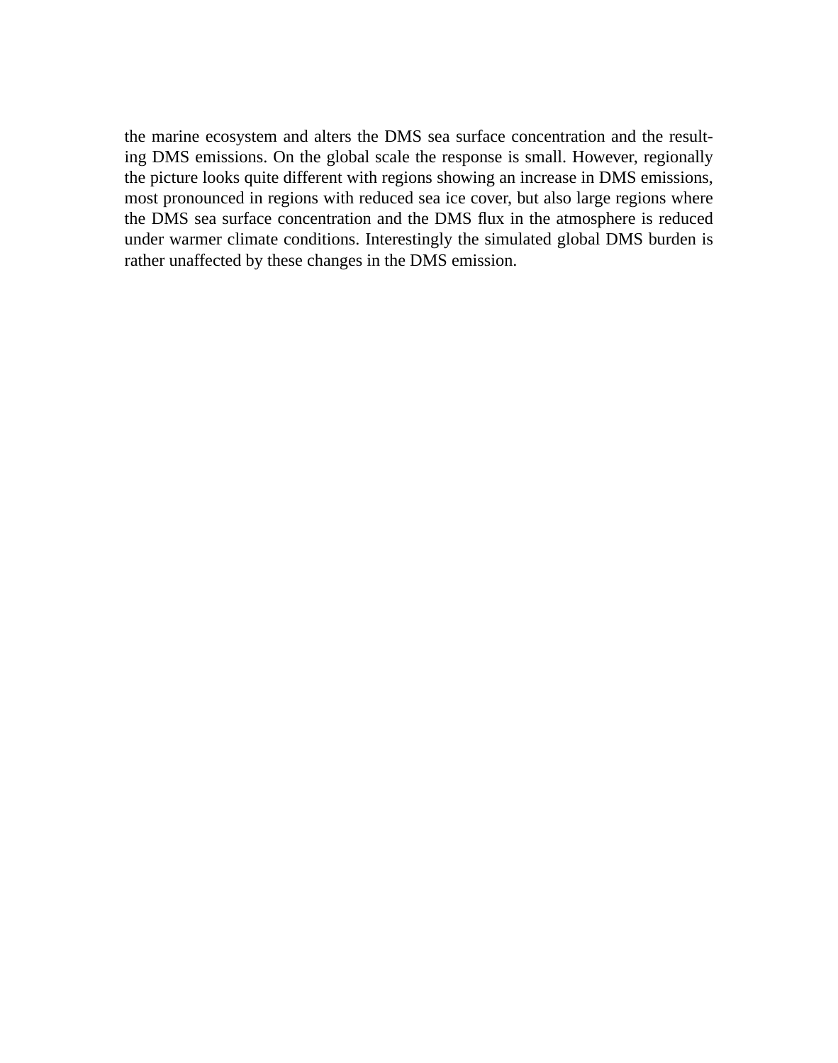the marine ecosystem and alters the DMS sea surface concentration and the resulting DMS emissions. On the global scale the response is small. However, regionally the picture looks quite different with regions showing an increase in DMS emissions, most pronounced in regions with reduced sea ice cover, but also large regions where the DMS sea surface concentration and the DMS flux in the atmosphere is reduced under warmer climate conditions. Interestingly the simulated global DMS burden is rather unaffected by these changes in the DMS emission.